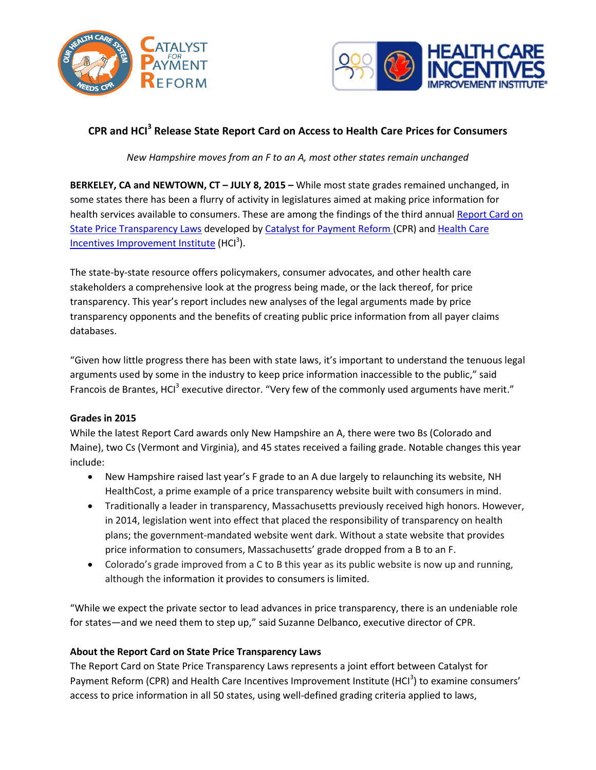# CPR and HCI³ Release State Report Card on Access to Health Care Prices for Consumers

*New Hampshire moves from an F to an A, most other states remain unchanged*

**BERKELEY, CA and NEWTOWN, CT – JULY 8, 2015 –** While most state grades remained unchanged, in some states there has been a flurry of activity in legislatures aimed at making price information for health services available to consumers. These are among the findings of the third annual Report Card on State Price Transparency Laws developed by Catalyst for Payment Reform (CPR) and Health Care Incentives Improvement Institute (HCI³).

The state-by-state resource offers policymakers, consumer advocates, and other health care stakeholders a comprehensive look at the progress being made, or the lack thereof, for price transparency. This year's report includes new analyses of the legal arguments made by price transparency opponents and the benefits of creating public price information from all payer claims databases.

"Given how little progress there has been with state laws, it's important to understand the tenuous legal arguments used by some in the industry to keep price information inaccessible to the public," said Francois de Brantes, HCI³ executive director. "Very few of the commonly used arguments have merit."

**Grades in 2015**

While the latest Report Card awards only New Hampshire an A, there were two Bs (Colorado and Maine), two Cs (Vermont and Virginia), and 45 states received a failing grade. Notable changes this year include:

- New Hampshire raised last year's F grade to an A due largely to relaunching its website, NH HealthCost, a prime example of a price transparency website built with consumers in mind.
- Traditionally a leader in transparency, Massachusetts previously received high honors. However, in 2014, legislation went into effect that placed the responsibility of transparency on health plans; the government-mandated website went dark. Without a state website that provides price information to consumers, Massachusetts' grade dropped from a B to an F.
- Colorado's grade improved from a C to B this year as its public website is now up and running, although the information it provides to consumers is limited.

"While we expect the private sector to lead advances in price transparency, there is an undeniable role for states—and we need them to step up," said Suzanne Delbanco, executive director of CPR.

**About the Report Card on State Price Transparency Laws**

The Report Card on State Price Transparency Laws represents a joint effort between Catalyst for Payment Reform (CPR) and Health Care Incentives Improvement Institute (HCI³) to examine consumers' access to price information in all 50 states, using well-defined grading criteria applied to laws,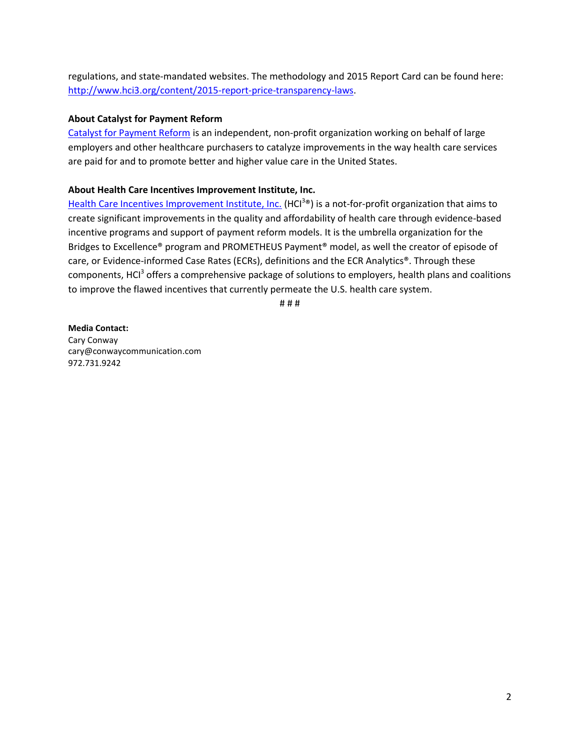regulations, and state-mandated websites. The methodology and 2015 Report Card can be found here: http://www.hci3.org/content/2015-report-price-transparency-laws.

**About Catalyst for Payment Reform**

Catalyst for Payment Reform is an independent, non-profit organization working on behalf of large employers and other healthcare purchasers to catalyze improvements in the way health care services are paid for and to promote better and higher value care in the United States.

**About Health Care Incentives Improvement Institute, Inc.**

Health Care Incentives Improvement Institute, Inc. (HCI$^{3}$®) is a not-for-profit organization that aims to create significant improvements in the quality and affordability of health care through evidence-based incentive programs and support of payment reform models. It is the umbrella organization for the Bridges to Excellence® program and PROMETHEUS Payment® model, as well the creator of episode of care, or Evidence-informed Case Rates (ECRs), definitions and the ECR Analytics®. Through these components, HCI$^{3}$ offers a comprehensive package of solutions to employers, health plans and coalitions to improve the flawed incentives that currently permeate the U.S. health care system.

# # #

**Media Contact:**
Cary Conway
cary@conwaycommunication.com
972.731.9242